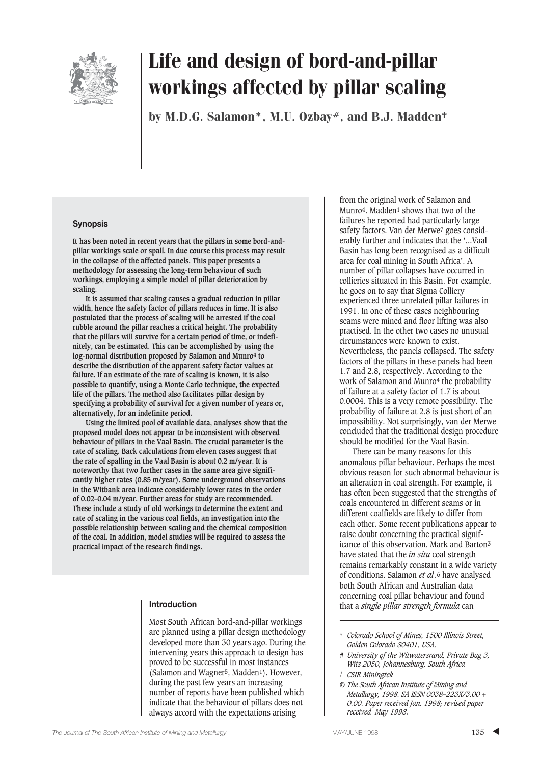# Life and design of bord-and-pillar workings affected by pillar scaling

**by M.D.G. Salamon*, M.U. Ozbay#, and B.J. Madden†**

### Synopsis

**It has been noted in recent years that the pillars in some bord-and-pillar workings scale or spall. In due course this process may result in the collapse of the affected panels. This paper presents a methodology for assessing the long-term behaviour of such workings, employing a simple model of pillar deterioration by scaling.**

**It is assumed that scaling causes a gradual reduction in pillar width, hence the safety factor of pillars reduces in time. It is also postulated that the process of scaling will be arrested if the coal rubble around the pillar reaches a critical height. The probability that the pillars will survive for a certain period of time, or indefinitely, can be estimated. This can be accomplished by using the log-normal distribution proposed by Salamon and Munro[4] to describe the distribution of the apparent safety factor values at failure. If an estimate of the rate of scaling is known, it is also possible to quantify, using a Monte Carlo technique, the expected life of the pillars. The method also facilitates pillar design by specifying a probability of survival for a given number of years or, alternatively, for an indefinite period.**

**Using the limited pool of available data, analyses show that the proposed model does not appear to be inconsistent with observed behaviour of pillars in the Vaal Basin. The crucial parameter is the rate of scaling. Back calculations from eleven cases suggest that the rate of spalling in the Vaal Basin is about 0.2 m/year. It is noteworthy that two further cases in the same area give significantly higher rates (0.85 m/year). Some underground observations in the Witbank area indicate considerably lower rates in the order of 0.02–0.04 m/year. Further areas for study are recommended. These include a study of old workings to determine the extent and rate of scaling in the various coal fields, an investigation into the possible relationship between scaling and the chemical composition of the coal. In addition, model studies will be required to assess the practical impact of the research findings.**

### Introduction

Most South African bord-and-pillar workings are planned using a pillar design methodology developed more than 30 years ago. During the intervening years this approach to design has proved to be successful in most instances (Salamon and Wagner[5], Madden[1]). However, during the past few years an increasing number of reports have been published which indicate that the behaviour of pillars does not always accord with the expectations arising from the original work of Salamon and Munro[4]. Madden[1] shows that two of the failures he reported had particularly large safety factors. Van der Merwe[7] goes considerably further and indicates that the '...Vaal Basin has long been recognised as a difficult area for coal mining in South Africa'. A number of pillar collapses have occurred in collieries situated in this Basin. For example, he goes on to say that Sigma Colliery experienced three unrelated pillar failures in 1991. In one of these cases neighbouring seams were mined and floor lifting was also practised. In the other two cases no unusual circumstances were known to exist. Nevertheless, the panels collapsed. The safety factors of the pillars in these panels had been 1.7 and 2.8, respectively. According to the work of Salamon and Munro[4] the probability of failure at a safety factor of 1.7 is about 0.0004. This is a very remote possibility. The probability of failure at 2.8 is just short of an impossibility. Not surprisingly, van der Merwe concluded that the traditional design procedure should be modified for the Vaal Basin.

There can be many reasons for this anomalous pillar behaviour. Perhaps the most obvious reason for such abnormal behaviour is an alteration in coal strength. For example, it has often been suggested that the strengths of coals encountered in different seams or in different coalfields are likely to differ from each other. Some recent publications appear to raise doubt concerning the practical significance of this observation. Mark and Barton[3] have stated that the *in situ* coal strength remains remarkably constant in a wide variety of conditions. Salamon *et al*.[6] have analysed both South African and Australian data concerning coal pillar behaviour and found that a *single pillar strength formula* can

---

* *Colorado School of Mines, 1500 Illinois Street, Golden Colorado 80401, USA.*

\# *University of the Witwatersrand, Private Bag 3, Wits 2050, Johannesburg, South Africa*

† *CSIR Miningtek*

© *The South African Institute of Mining and Metallurgy, 1998. SA ISSN 0038–223X/3.00 + 0.00. Paper received Jan. 1998; revised paper received May 1998.*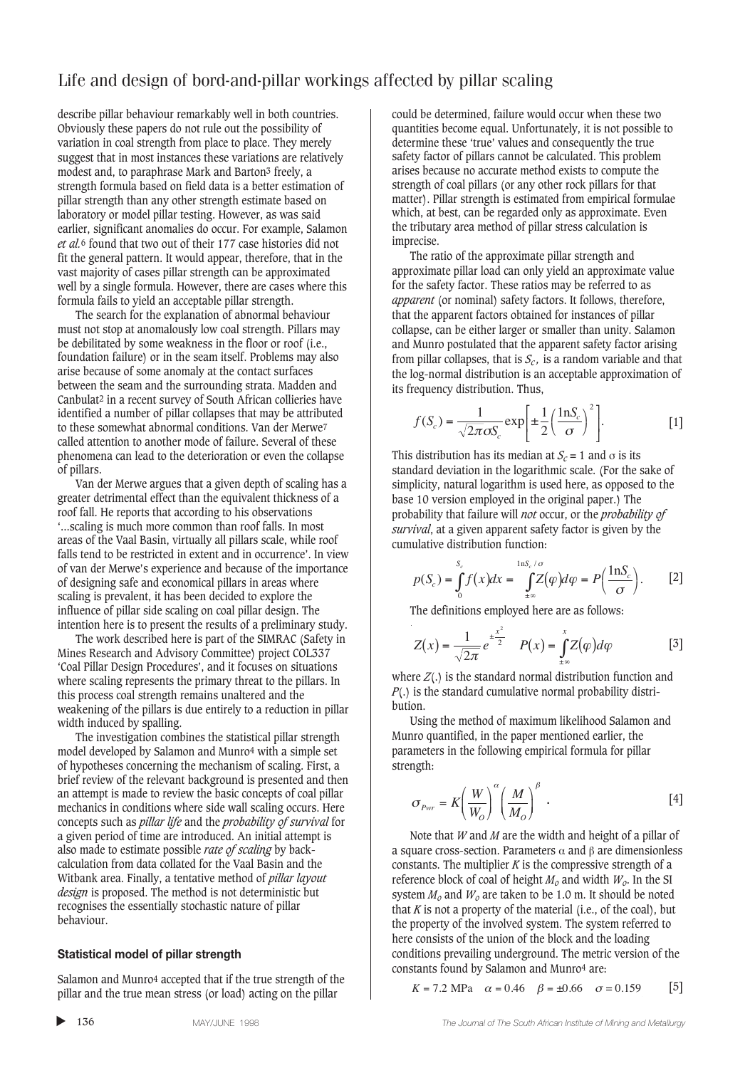describe pillar behaviour remarkably well in both countries. Obviously these papers do not rule out the possibility of variation in coal strength from place to place. They merely suggest that in most instances these variations are relatively modest and, to paraphrase Mark and Barton[3] freely, a strength formula based on field data is a better estimation of pillar strength than any other strength estimate based on laboratory or model pillar testing. However, as was said earlier, significant anomalies do occur. For example, Salamon *et al.*[6] found that two out of their 177 case histories did not fit the general pattern. It would appear, therefore, that in the vast majority of cases pillar strength can be approximated well by a single formula. However, there are cases where this formula fails to yield an acceptable pillar strength.

The search for the explanation of abnormal behaviour must not stop at anomalously low coal strength. Pillars may be debilitated by some weakness in the floor or roof (i.e., foundation failure) or in the seam itself. Problems may also arise because of some anomaly at the contact surfaces between the seam and the surrounding strata. Madden and Canbulat[2] in a recent survey of South African collieries have identified a number of pillar collapses that may be attributed to these somewhat abnormal conditions. Van der Merwe[7] called attention to another mode of failure. Several of these phenomena can lead to the deterioration or even the collapse of pillars.

Van der Merwe argues that a given depth of scaling has a greater detrimental effect than the equivalent thickness of a roof fall. He reports that according to his observations '...scaling is much more common than roof falls. In most areas of the Vaal Basin, virtually all pillars scale, while roof falls tend to be restricted in extent and in occurrence'. In view of van der Merwe's experience and because of the importance of designing safe and economical pillars in areas where scaling is prevalent, it has been decided to explore the influence of pillar side scaling on coal pillar design. The intention here is to present the results of a preliminary study.

The work described here is part of the SIMRAC (Safety in Mines Research and Advisory Committee) project COL337 'Coal Pillar Design Procedures', and it focuses on situations where scaling represents the primary threat to the pillars. In this process coal strength remains unaltered and the weakening of the pillars is due entirely to a reduction in pillar width induced by spalling.

The investigation combines the statistical pillar strength model developed by Salamon and Munro[4] with a simple set of hypotheses concerning the mechanism of scaling. First, a brief review of the relevant background is presented and then an attempt is made to review the basic concepts of coal pillar mechanics in conditions where side wall scaling occurs. Here concepts such as *pillar life* and the *probability of survival* for a given period of time are introduced. An initial attempt is also made to estimate possible *rate of scaling* by back-calculation from data collated for the Vaal Basin and the Witbank area. Finally, a tentative method of *pillar layout design* is proposed. The method is not deterministic but recognises the essentially stochastic nature of pillar behaviour.

### Statistical model of pillar strength

Salamon and Munro[4] accepted that if the true strength of the pillar and the true mean stress (or load) acting on the pillar could be determined, failure would occur when these two quantities become equal. Unfortunately, it is not possible to determine these 'true' values and consequently the true safety factor of pillars cannot be calculated. This problem arises because no accurate method exists to compute the strength of coal pillars (or any other rock pillars for that matter). Pillar strength is estimated from empirical formulae which, at best, can be regarded only as approximate. Even the tributary area method of pillar stress calculation is imprecise.

The ratio of the approximate pillar strength and approximate pillar load can only yield an approximate value for the safety factor. These ratios may be referred to as *apparent* (or nominal) safety factors. It follows, therefore, that the apparent factors obtained for instances of pillar collapse, can be either larger or smaller than unity. Salamon and Munro postulated that the apparent safety factor arising from pillar collapses, that is $S_c$, is a random variable and that the log-normal distribution is an acceptable approximation of its frequency distribution. Thus,

$$f(S_c) = \frac{1}{\sqrt{2\pi}\sigma S_c}\exp\left[\pm\frac{1}{2}\left(\frac{1nS_c}{\sigma}\right)^2\right]. \qquad [1]$$

This distribution has its median at $S_c = 1$ and $\sigma$ is its standard deviation in the logarithmic scale. (For the sake of simplicity, natural logarithm is used here, as opposed to the base 10 version employed in the original paper.) The probability that failure will *not* occur, or the *probability of survival*, at a given apparent safety factor is given by the cumulative distribution function:

$$p(S_c) = \int_0^{S_c} f(x)dx = \int_{\pm\infty}^{1nS_c/\sigma} Z(\varphi)d\varphi = P\left(\frac{1nS_c}{\sigma}\right). \qquad [2]$$

The definitions employed here are as follows:

$$Z(x) = \frac{1}{\sqrt{2\pi}}e^{\pm\frac{x^2}{2}} \qquad P(x) = \int_{\pm\infty}^{x} Z(\varphi)d\varphi \qquad [3]$$

where $Z(.)$ is the standard normal distribution function and $P(.)$ is the standard cumulative normal probability distribution.

Using the method of maximum likelihood Salamon and Munro quantified, in the paper mentioned earlier, the parameters in the following empirical formula for pillar strength:

$$\sigma_{Pwr} = K\left(\frac{W}{W_O}\right)^{\alpha}\left(\frac{M}{M_O}\right)^{\beta}. \qquad [4]$$

Note that $W$ and $M$ are the width and height of a pillar of a square cross-section. Parameters $\alpha$ and $\beta$ are dimensionless constants. The multiplier $K$ is the compressive strength of a reference block of coal of height $M_o$ and width $W_o$. In the SI system $M_o$ and $W_o$ are taken to be 1.0 m. It should be noted that $K$ is not a property of the material (i.e., of the coal), but the property of the involved system. The system referred to here consists of the union of the block and the loading conditions prevailing underground. The metric version of the constants found by Salamon and Munro[4] are:

$$K = 7.2\text{ MPa} \quad \alpha = 0.46 \quad \beta = \pm0.66 \quad \sigma = 0.159 \qquad [5]$$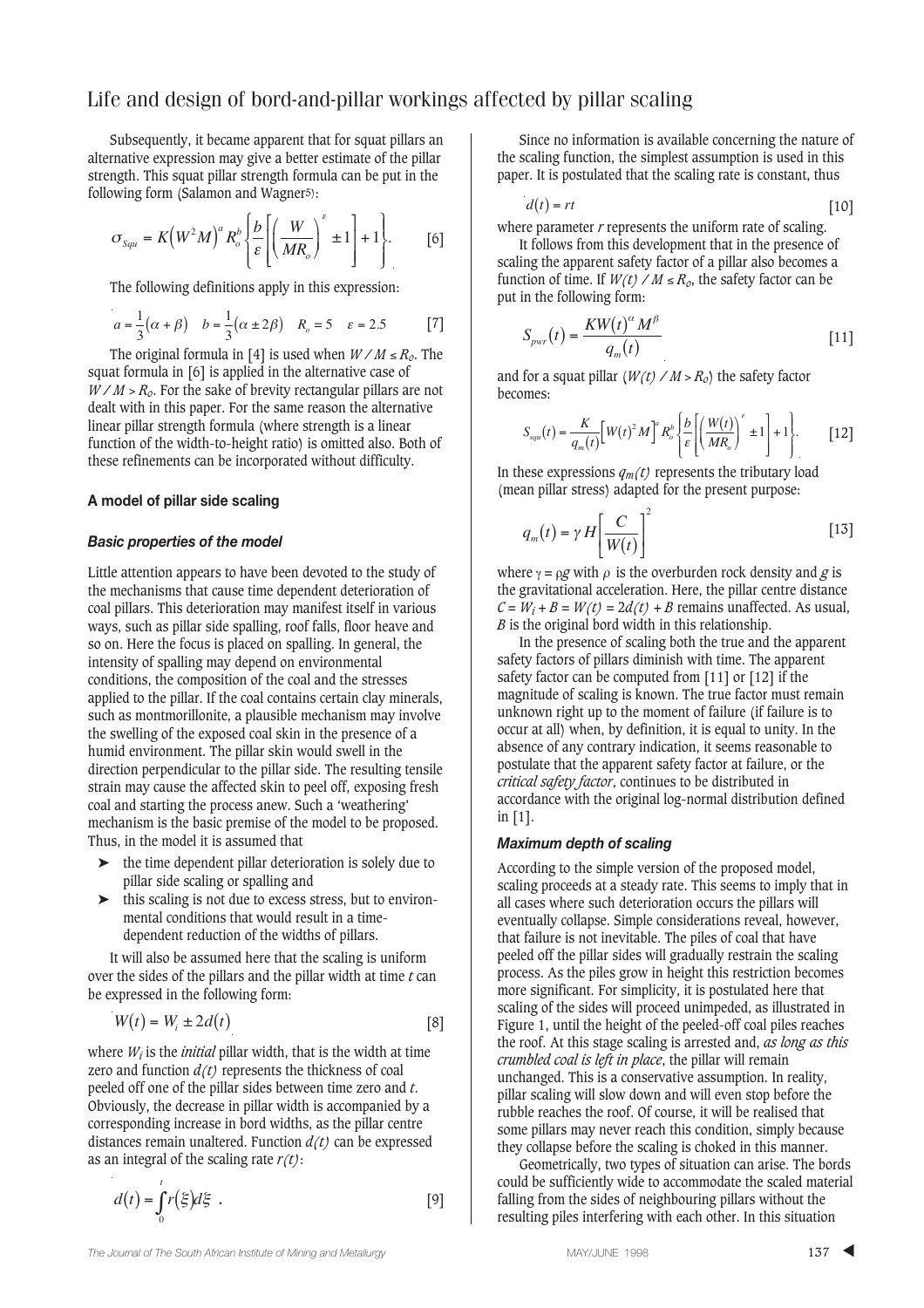Subsequently, it became apparent that for squat pillars an alternative expression may give a better estimate of the pillar strength. This squat pillar strength formula can be put in the following form (Salamon and Wagner[5]):

$$\sigma_{Squ} = K\left(W^2M\right)^a R_o^b \left\{ \frac{b}{\varepsilon}\left[\left(\frac{W}{MR_o}\right)^{\varepsilon} \pm 1\right] + 1 \right\}. \qquad [6]$$

The following definitions apply in this expression:

$$a = \frac{1}{3}(\alpha + \beta) \quad b = \frac{1}{3}(\alpha \pm 2\beta) \quad R_o = 5 \quad \varepsilon = 2.5 \qquad [7]$$

The original formula in [4] is used when $W / M \leq R_o$. The squat formula in [6] is applied in the alternative case of $W / M > R_o$. For the sake of brevity rectangular pillars are not dealt with in this paper. For the same reason the alternative linear pillar strength formula (where strength is a linear function of the width-to-height ratio) is omitted also. Both of these refinements can be incorporated without difficulty.

## A model of pillar side scaling

### Basic properties of the model

Little attention appears to have been devoted to the study of the mechanisms that cause time dependent deterioration of coal pillars. This deterioration may manifest itself in various ways, such as pillar side spalling, roof falls, floor heave and so on. Here the focus is placed on spalling. In general, the intensity of spalling may depend on environmental conditions, the composition of the coal and the stresses applied to the pillar. If the coal contains certain clay minerals, such as montmorillonite, a plausible mechanism may involve the swelling of the exposed coal skin in the presence of a humid environment. The pillar skin would swell in the direction perpendicular to the pillar side. The resulting tensile strain may cause the affected skin to peel off, exposing fresh coal and starting the process anew. Such a 'weathering' mechanism is the basic premise of the model to be proposed. Thus, in the model it is assumed that

- the time dependent pillar deterioration is solely due to pillar side scaling or spalling and
- this scaling is not due to excess stress, but to environmental conditions that would result in a time-dependent reduction of the widths of pillars.

It will also be assumed here that the scaling is uniform over the sides of the pillars and the pillar width at time $t$ can be expressed in the following form:

$$W(t) = W_i \pm 2d(t) \qquad [8]$$

where $W_i$ is the *initial* pillar width, that is the width at time zero and function $d(t)$ represents the thickness of coal peeled off one of the pillar sides between time zero and $t$. Obviously, the decrease in pillar width is accompanied by a corresponding increase in bord widths, as the pillar centre distances remain unaltered. Function $d(t)$ can be expressed as an integral of the scaling rate $r(t)$:

$$d(t) = \int_0^t r(\xi)d\xi \ . \qquad [9]$$

Since no information is available concerning the nature of the scaling function, the simplest assumption is used in this paper. It is postulated that the scaling rate is constant, thus

$$d(t) = rt \qquad [10]$$

where parameter $r$ represents the uniform rate of scaling.

It follows from this development that in the presence of scaling the apparent safety factor of a pillar also becomes a function of time. If $W(t) / M \leq R_o$, the safety factor can be put in the following form:

$$S_{pwr}(t) = \frac{KW(t)^{\alpha} M^{\beta}}{q_m(t)} \qquad [11]$$

and for a squat pillar ($W(t) / M > R_o$) the safety factor becomes:

$$S_{squ}(t) = \frac{K}{q_m(t)}\left[W(t)^2 M\right]^a R_o^b \left\{ \frac{b}{\varepsilon}\left[\left(\frac{W(t)}{MR_o}\right)^{\varepsilon} \pm 1\right] + 1 \right\}. \qquad [12]$$

In these expressions $q_m(t)$ represents the tributary load (mean pillar stress) adapted for the present purpose:

$$q_m(t) = \gamma H \left[\frac{C}{W(t)}\right]^2 \qquad [13]$$

where $\gamma = \rho g$ with $\rho$ is the overburden rock density and $g$ is the gravitational acceleration. Here, the pillar centre distance $C = W_i + B = W(t) = 2d(t) + B$ remains unaffected. As usual, $B$ is the original bord width in this relationship.

In the presence of scaling both the true and the apparent safety factors of pillars diminish with time. The apparent safety factor can be computed from [11] or [12] if the magnitude of scaling is known. The true factor must remain unknown right up to the moment of failure (if failure is to occur at all) when, by definition, it is equal to unity. In the absence of any contrary indication, it seems reasonable to postulate that the apparent safety factor at failure, or the *critical safety factor*, continues to be distributed in accordance with the original log-normal distribution defined in [1].

### Maximum depth of scaling

According to the simple version of the proposed model, scaling proceeds at a steady rate. This seems to imply that in all cases where such deterioration occurs the pillars will eventually collapse. Simple considerations reveal, however, that failure is not inevitable. The piles of coal that have peeled off the pillar sides will gradually restrain the scaling process. As the piles grow in height this restriction becomes more significant. For simplicity, it is postulated here that scaling of the sides will proceed unimpeded, as illustrated in Figure 1, until the height of the peeled-off coal piles reaches the roof. At this stage scaling is arrested and, *as long as this crumbled coal is left in place*, the pillar will remain unchanged. This is a conservative assumption. In reality, pillar scaling will slow down and will even stop before the rubble reaches the roof. Of course, it will be realised that some pillars may never reach this condition, simply because they collapse before the scaling is choked in this manner.

Geometrically, two types of situation can arise. The bords could be sufficiently wide to accommodate the scaled material falling from the sides of neighbouring pillars without the resulting piles interfering with each other. In this situation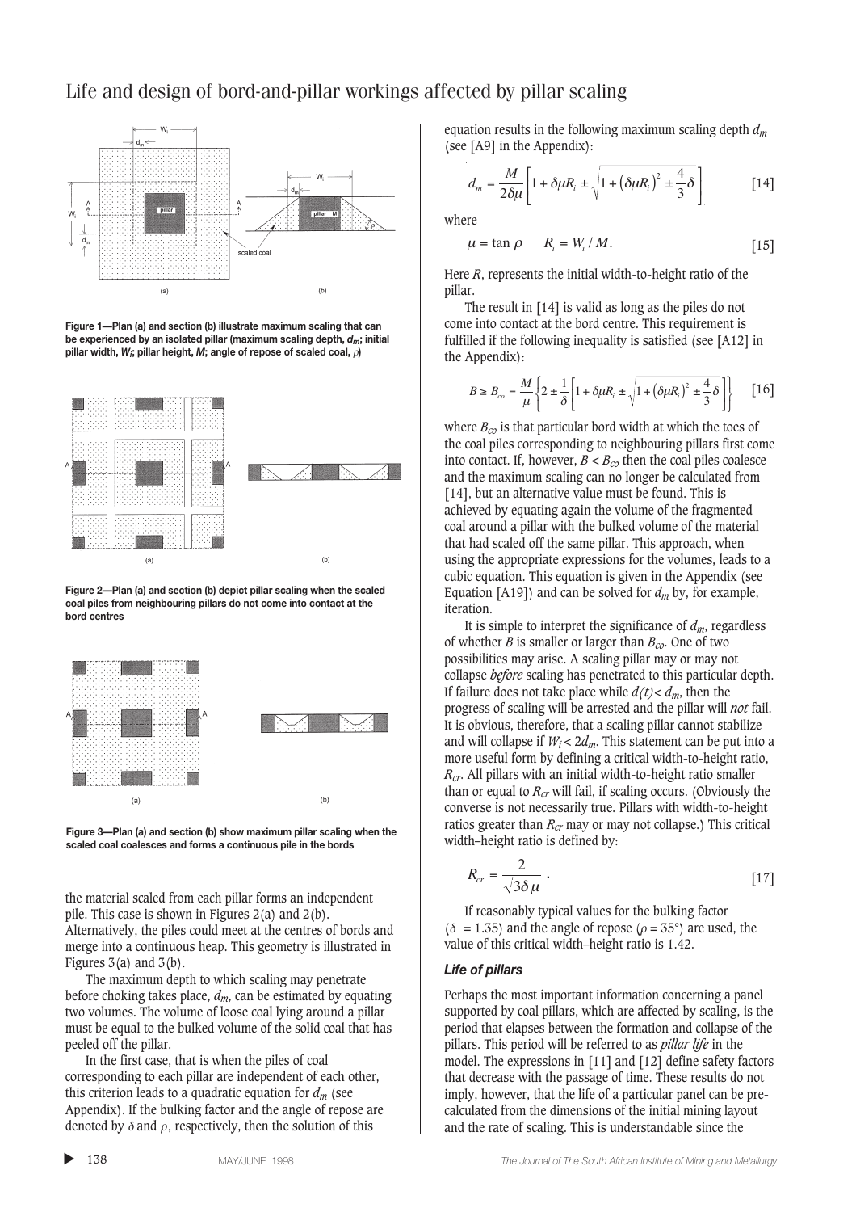Figure 1—Plan (a) and section (b) illustrate maximum scaling that can be experienced by an isolated pillar (maximum scaling depth, $d_m$; initial pillar width, $W_i$; pillar height, $M$; angle of repose of scaled coal, $\rho$)

Figure 2—Plan (a) and section (b) depict pillar scaling when the scaled coal piles from neighbouring pillars do not come into contact at the bord centres

Figure 3—Plan (a) and section (b) show maximum pillar scaling when the scaled coal coalesces and forms a continuous pile in the bords

the material scaled from each pillar forms an independent pile. This case is shown in Figures 2(a) and 2(b). Alternatively, the piles could meet at the centres of bords and merge into a continuous heap. This geometry is illustrated in Figures 3(a) and 3(b).

The maximum depth to which scaling may penetrate before choking takes place, $d_m$, can be estimated by equating two volumes. The volume of loose coal lying around a pillar must be equal to the bulked volume of the solid coal that has peeled off the pillar.

In the first case, that is when the piles of coal corresponding to each pillar are independent of each other, this criterion leads to a quadratic equation for $d_m$ (see Appendix). If the bulking factor and the angle of repose are denoted by $\delta$ and $\rho$, respectively, then the solution of this equation results in the following maximum scaling depth $d_m$ (see [A9] in the Appendix):

$$d_m = \frac{M}{2\delta\mu}\left[1 + \delta\mu R_i \pm \sqrt{1 + (\delta\mu R_i)^2 \pm \frac{4}{3}\delta}\right] \qquad [14]$$

where

$$\mu = \tan\rho \qquad R_i = W_i / M. \qquad [15]$$

Here $R_i$ represents the initial width-to-height ratio of the pillar.

The result in [14] is valid as long as the piles do not come into contact at the bord centre. This requirement is fulfilled if the following inequality is satisfied (see [A12] in the Appendix):

$$B \geq B_{co} = \frac{M}{\mu}\left\{2 \pm \frac{1}{\delta}\left[1 + \delta\mu R_i \pm \sqrt{1 + (\delta\mu R_i)^2 \pm \frac{4}{3}\delta}\right]\right\} \qquad [16]$$

where $B_{co}$ is that particular bord width at which the toes of the coal piles corresponding to neighbouring pillars first come into contact. If, however, $B < B_{co}$ then the coal piles coalesce and the maximum scaling can no longer be calculated from [14], but an alternative value must be found. This is achieved by equating again the volume of the fragmented coal around a pillar with the bulked volume of the material that had scaled off the same pillar. This approach, when using the appropriate expressions for the volumes, leads to a cubic equation. This equation is given in the Appendix (see Equation [A19]) and can be solved for $d_m$ by, for example, iteration.

It is simple to interpret the significance of $d_m$, regardless of whether $B$ is smaller or larger than $B_{co}$. One of two possibilities may arise. A scaling pillar may or may not collapse *before* scaling has penetrated to this particular depth. If failure does not take place while $d(t) < d_m$, then the progress of scaling will be arrested and the pillar will *not* fail. It is obvious, therefore, that a scaling pillar cannot stabilize and will collapse if $W_i < 2d_m$. This statement can be put into a more useful form by defining a critical width-to-height ratio, $R_{cr}$. All pillars with an initial width-to-height ratio smaller than or equal to $R_{cr}$ will fail, if scaling occurs. (Obviously the converse is not necessarily true. Pillars with width-to-height ratios greater than $R_{cr}$ may or may not collapse.) This critical width–height ratio is defined by:

$$R_{cr} = \frac{2}{\sqrt{3\delta}\,\mu}\ . \qquad [17]$$

If reasonably typical values for the bulking factor ($\delta = 1.35$) and the angle of repose ($\rho = 35°$) are used, the value of this critical width–height ratio is 1.42.

### *Life of pillars*

Perhaps the most important information concerning a panel supported by coal pillars, which are affected by scaling, is the period that elapses between the formation and collapse of the pillars. This period will be referred to as *pillar life* in the model. The expressions in [11] and [12] define safety factors that decrease with the passage of time. These results do not imply, however, that the life of a particular panel can be pre-calculated from the dimensions of the initial mining layout and the rate of scaling. This is understandable since the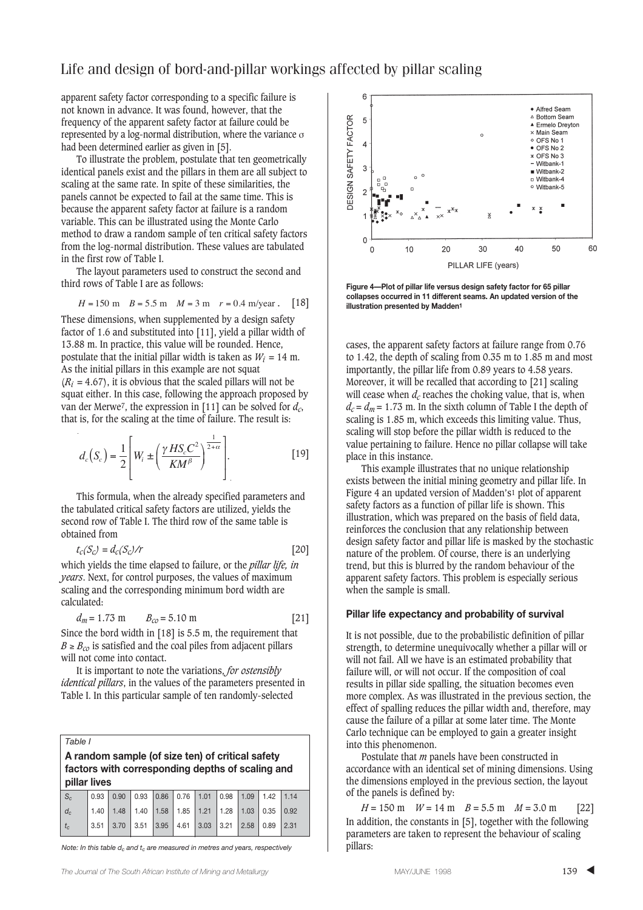apparent safety factor corresponding to a specific failure is not known in advance. It was found, however, that the frequency of the apparent safety factor at failure could be represented by a log-normal distribution, where the variance $\sigma$ had been determined earlier as given in [5].

To illustrate the problem, postulate that ten geometrically identical panels exist and the pillars in them are all subject to scaling at the same rate. In spite of these similarities, the panels cannot be expected to fail at the same time. This is because the apparent safety factor at failure is a random variable. This can be illustrated using the Monte Carlo method to draw a random sample of ten critical safety factors from the log-normal distribution. These values are tabulated in the first row of Table I.

The layout parameters used to construct the second and third rows of Table I are as follows:

$$H = 150 \text{ m} \quad B = 5.5 \text{ m} \quad M = 3 \text{ m} \quad r = 0.4 \text{ m/year}. \qquad [18]$$

These dimensions, when supplemented by a design safety factor of 1.6 and substituted into [11], yield a pillar width of 13.88 m. In practice, this value will be rounded. Hence, postulate that the initial pillar width is taken as $W_i = 14$ m. As the initial pillars in this example are not squat ($R_i = 4.67$), it is obvious that the scaled pillars will not be squat either. In this case, following the approach proposed by van der Merwe[7], the expression in [11] can be solved for $d_c$, that is, for the scaling at the time of failure. The result is:

$$d_c(S_c) = \frac{1}{2}\left[W_i \pm \left(\frac{\gamma H S_c C^2}{K M^{\beta}}\right)^{\frac{1}{2+\alpha}}\right]. \qquad [19]$$

This formula, when the already specified parameters and the tabulated critical safety factors are utilized, yields the second row of Table I. The third row of the same table is obtained from

$$t_c(S_c) = d_c(S_c)/r \qquad [20]$$

which yields the time elapsed to failure, or the *pillar life, in years*. Next, for control purposes, the values of maximum scaling and the corresponding minimum bord width are calculated:

$$d_m = 1.73 \text{ m} \qquad B_{co} = 5.10 \text{ m} \qquad [21]$$

Since the bord width in [18] is 5.5 m, the requirement that $B \geq B_{co}$ is satisfied and the coal piles from adjacent pillars will not come into contact.

It is important to note the variations, *for ostensibly identical pillars*, in the values of the parameters presented in Table I. In this particular sample of ten randomly-selected cases, the apparent safety factors at failure range from 0.76 to 1.42, the depth of scaling from 0.35 m to 1.85 m and most importantly, the pillar life from 0.89 years to 4.58 years. Moreover, it will be recalled that according to [21] scaling will cease when $d_c$ reaches the choking value, that is, when $d_c = d_m = 1.73$ m. In the sixth column of Table I the depth of scaling is 1.85 m, which exceeds this limiting value. Thus, scaling will stop before the pillar width is reduced to the value pertaining to failure. Hence no pillar collapse will take place in this instance.

This example illustrates that no unique relationship exists between the initial mining geometry and pillar life. In Figure 4 an updated version of Madden's[1] plot of apparent safety factors as a function of pillar life is shown. This illustration, which was prepared on the basis of field data, reinforces the conclusion that any relationship between design safety factor and pillar life is masked by the stochastic nature of the problem. Of course, there is an underlying trend, but this is blurred by the random behaviour of the apparent safety factors. This problem is especially serious when the sample is small.

**Figure 4—Plot of pillar life versus design safety factor for 65 pillar collapses occurred in 11 different seams. An updated version of the illustration presented by Madden[1]**

*Table I*

**A random sample (of size ten) of critical safety factors with corresponding depths of scaling and pillar lives**

| $S_c$ | 0.93 | 0.90 | 0.93 | 0.86 | 0.76 | 1.01 | 0.98 | 1.09 | 1.42 | 1.14 |
|---|---|---|---|---|---|---|---|---|---|---|
| $d_c$ | 1.40 | 1.48 | 1.40 | 1.58 | 1.85 | 1.21 | 1.28 | 1.03 | 0.35 | 0.92 |
| $t_c$ | 3.51 | 3.70 | 3.51 | 3.95 | 4.61 | 3.03 | 3.21 | 2.58 | 0.89 | 2.31 |

*Note: In this table $d_c$ and $t_c$ are measured in metres and years, respectively*

### Pillar life expectancy and probability of survival

It is not possible, due to the probabilistic definition of pillar strength, to determine unequivocally whether a pillar will or will not fail. All we have is an estimated probability that failure will, or will not occur. If the composition of coal results in pillar side spalling, the situation becomes even more complex. As was illustrated in the previous section, the effect of spalling reduces the pillar width and, therefore, may cause the failure of a pillar at some later time. The Monte Carlo technique can be employed to gain a greater insight into this phenomenon.

Postulate that $m$ panels have been constructed in accordance with an identical set of mining dimensions. Using the dimensions employed in the previous section, the layout of the panels is defined by:

$$H = 150 \text{ m} \quad W = 14 \text{ m} \quad B = 5.5 \text{ m} \quad M = 3.0 \text{ m} \qquad [22]$$

In addition, the constants in [5], together with the following parameters are taken to represent the behaviour of scaling pillars: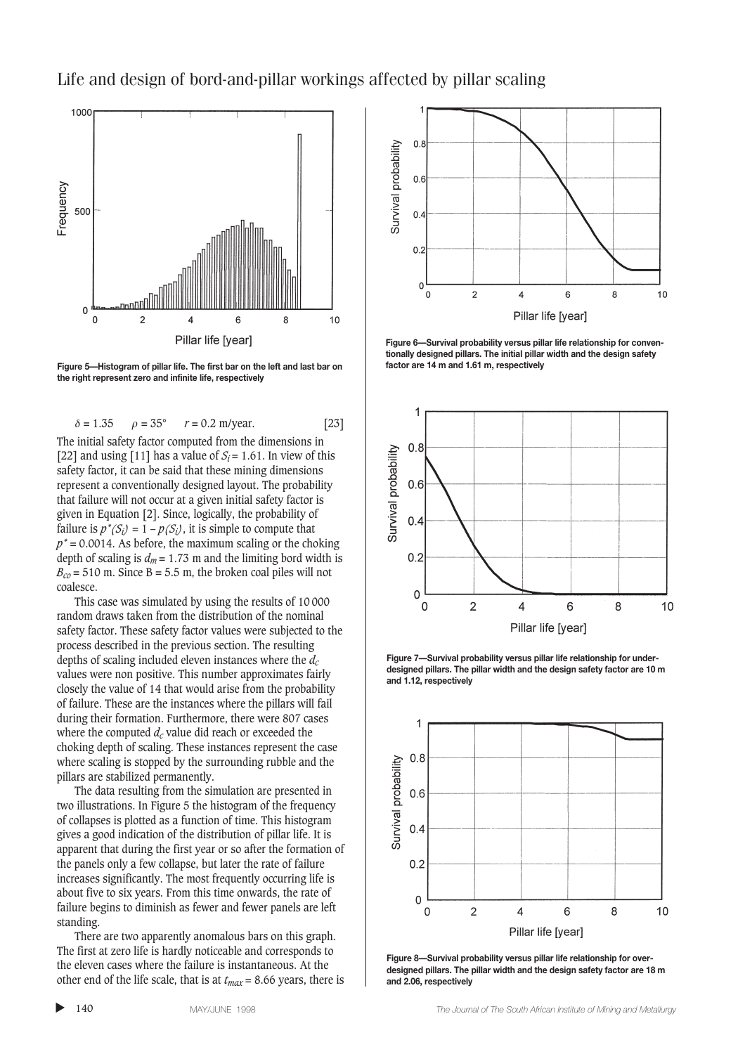Figure 5—Histogram of pillar life. The first bar on the left and last bar on the right represent zero and infinite life, respectively

$$\delta = 1.35 \qquad \rho = 35° \qquad r = 0.2 \text{ m/year.} \qquad [23]$$

The initial safety factor computed from the dimensions in [22] and using [11] has a value of $S_i = 1.61$. In view of this safety factor, it can be said that these mining dimensions represent a conventionally designed layout. The probability that failure will not occur at a given initial safety factor is given in Equation [2]. Since, logically, the probability of failure is $p^*(S_i) = 1 - p(S_i)$, it is simple to compute that $p^* = 0.0014$. As before, the maximum scaling or the choking depth of scaling is $d_m = 1.73$ m and the limiting bord width is $B_{co} = 510$ m. Since B = 5.5 m, the broken coal piles will not coalesce.

This case was simulated by using the results of 10 000 random draws taken from the distribution of the nominal safety factor. These safety factor values were subjected to the process described in the previous section. The resulting depths of scaling included eleven instances where the $d_c$ values were non positive. This number approximates fairly closely the value of 14 that would arise from the probability of failure. These are the instances where the pillars will fail during their formation. Furthermore, there were 807 cases where the computed $d_c$ value did reach or exceeded the choking depth of scaling. These instances represent the case where scaling is stopped by the surrounding rubble and the pillars are stabilized permanently.

The data resulting from the simulation are presented in two illustrations. In Figure 5 the histogram of the frequency of collapses is plotted as a function of time. This histogram gives a good indication of the distribution of pillar life. It is apparent that during the first year or so after the formation of the panels only a few collapse, but later the rate of failure increases significantly. The most frequently occurring life is about five to six years. From this time onwards, the rate of failure begins to diminish as fewer and fewer panels are left standing.

There are two apparently anomalous bars on this graph. The first at zero life is hardly noticeable and corresponds to the eleven cases where the failure is instantaneous. At the other end of the life scale, that is at $t_{max} = 8.66$ years, there is

Figure 6—Survival probability versus pillar life relationship for conventionally designed pillars. The initial pillar width and the design safety factor are 14 m and 1.61 m, respectively

Figure 7—Survival probability versus pillar life relationship for underdesigned pillars. The pillar width and the design safety factor are 10 m and 1.12, respectively

Figure 8—Survival probability versus pillar life relationship for overdesigned pillars. The pillar width and the design safety factor are 18 m and 2.06, respectively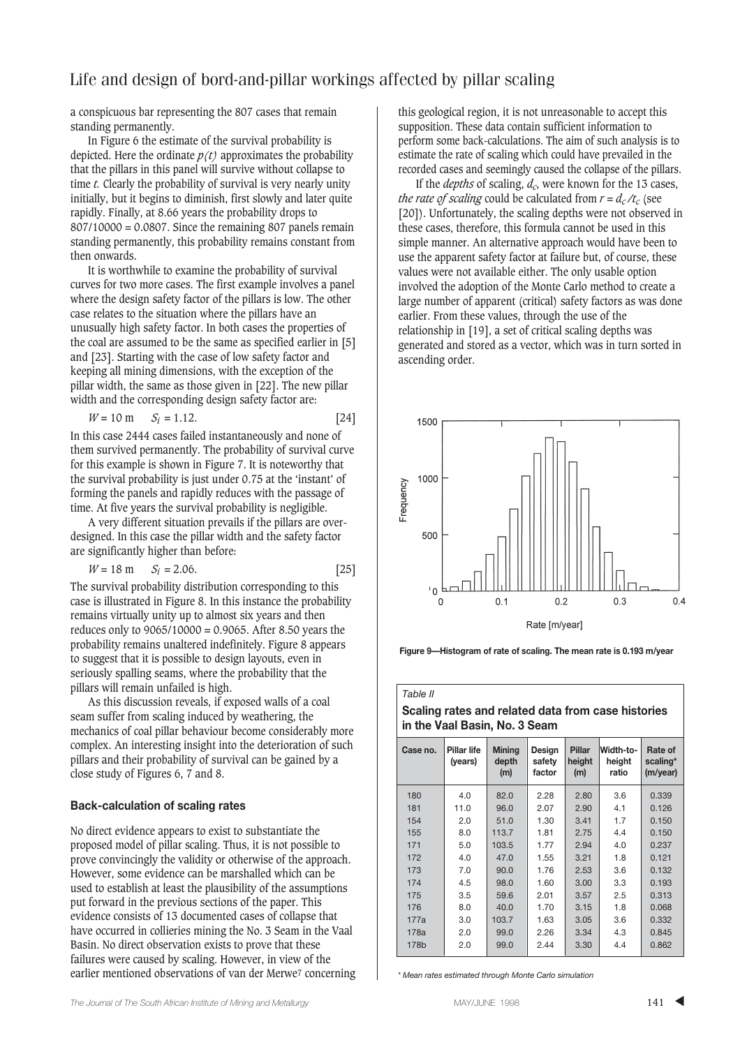a conspicuous bar representing the 807 cases that remain standing permanently.

In Figure 6 the estimate of the survival probability is depicted. Here the ordinate $p(t)$ approximates the probability that the pillars in this panel will survive without collapse to time $t$. Clearly the probability of survival is very nearly unity initially, but it begins to diminish, first slowly and later quite rapidly. Finally, at 8.66 years the probability drops to 807/10000 = 0.0807. Since the remaining 807 panels remain standing permanently, this probability remains constant from then onwards.

It is worthwhile to examine the probability of survival curves for two more cases. The first example involves a panel where the design safety factor of the pillars is low. The other case relates to the situation where the pillars have an unusually high safety factor. In both cases the properties of the coal are assumed to be the same as specified earlier in [5] and [23]. Starting with the case of low safety factor and keeping all mining dimensions, with the exception of the pillar width, the same as those given in [22]. The new pillar width and the corresponding design safety factor are:

$$W = 10 \text{ m} \qquad S_i = 1.12. \qquad [24]$$

In this case 2444 cases failed instantaneously and none of them survived permanently. The probability of survival curve for this example is shown in Figure 7. It is noteworthy that the survival probability is just under 0.75 at the 'instant' of forming the panels and rapidly reduces with the passage of time. At five years the survival probability is negligible.

A very different situation prevails if the pillars are over-designed. In this case the pillar width and the safety factor are significantly higher than before:

$$W = 18 \text{ m} \qquad S_i = 2.06. \qquad [25]$$

The survival probability distribution corresponding to this case is illustrated in Figure 8. In this instance the probability remains virtually unity up to almost six years and then reduces only to 9065/10000 = 0.9065. After 8.50 years the probability remains unaltered indefinitely. Figure 8 appears to suggest that it is possible to design layouts, even in seriously spalling seams, where the probability that the pillars will remain unfailed is high.

As this discussion reveals, if exposed walls of a coal seam suffer from scaling induced by weathering, the mechanics of coal pillar behaviour become considerably more complex. An interesting insight into the deterioration of such pillars and their probability of survival can be gained by a close study of Figures 6, 7 and 8.

### Back-calculation of scaling rates

No direct evidence appears to exist to substantiate the proposed model of pillar scaling. Thus, it is not possible to prove convincingly the validity or otherwise of the approach. However, some evidence can be marshalled which can be used to establish at least the plausibility of the assumptions put forward in the previous sections of the paper. This evidence consists of 13 documented cases of collapse that have occurred in collieries mining the No. 3 Seam in the Vaal Basin. No direct observation exists to prove that these failures were caused by scaling. However, in view of the earlier mentioned observations of van der Merwe[7] concerning this geological region, it is not unreasonable to accept this supposition. These data contain sufficient information to perform some back-calculations. The aim of such analysis is to estimate the rate of scaling which could have prevailed in the recorded cases and seemingly caused the collapse of the pillars.

If the *depths* of scaling, $d_c$, were known for the 13 cases, *the rate of scaling* could be calculated from $r = d_c / t_c$ (see [20]). Unfortunately, the scaling depths were not observed in these cases, therefore, this formula cannot be used in this simple manner. An alternative approach would have been to use the apparent safety factor at failure but, of course, these values were not available either. The only usable option involved the adoption of the Monte Carlo method to create a large number of apparent (critical) safety factors as was done earlier. From these values, through the use of the relationship in [19], a set of critical scaling depths was generated and stored as a vector, which was in turn sorted in ascending order.

**Figure 9—Histogram of rate of scaling. The mean rate is 0.193 m/year**

*Table II*

**Scaling rates and related data from case histories in the Vaal Basin, No. 3 Seam**

| Case no. | Pillar life (years) | Mining depth (m) | Design safety factor | Pillar height (m) | Width-to-height ratio | Rate of scaling* (m/year) |
|---|---|---|---|---|---|---|
| 180 | 4.0 | 82.0 | 2.28 | 2.80 | 3.6 | 0.339 |
| 181 | 11.0 | 96.0 | 2.07 | 2.90 | 4.1 | 0.126 |
| 154 | 2.0 | 51.0 | 1.30 | 3.41 | 1.7 | 0.150 |
| 155 | 8.0 | 113.7 | 1.81 | 2.75 | 4.4 | 0.150 |
| 171 | 5.0 | 103.5 | 1.77 | 2.94 | 4.0 | 0.237 |
| 172 | 4.0 | 47.0 | 1.55 | 3.21 | 1.8 | 0.121 |
| 173 | 7.0 | 90.0 | 1.76 | 2.53 | 3.6 | 0.132 |
| 174 | 4.5 | 98.0 | 1.60 | 3.00 | 3.3 | 0.193 |
| 175 | 3.5 | 59.6 | 2.01 | 3.57 | 2.5 | 0.313 |
| 176 | 8.0 | 40.0 | 1.70 | 3.15 | 1.8 | 0.068 |
| 177a | 3.0 | 103.7 | 1.63 | 3.05 | 3.6 | 0.332 |
| 178a | 2.0 | 99.0 | 2.26 | 3.34 | 4.3 | 0.845 |
| 178b | 2.0 | 99.0 | 2.44 | 3.30 | 4.4 | 0.862 |

*\* Mean rates estimated through Monte Carlo simulation*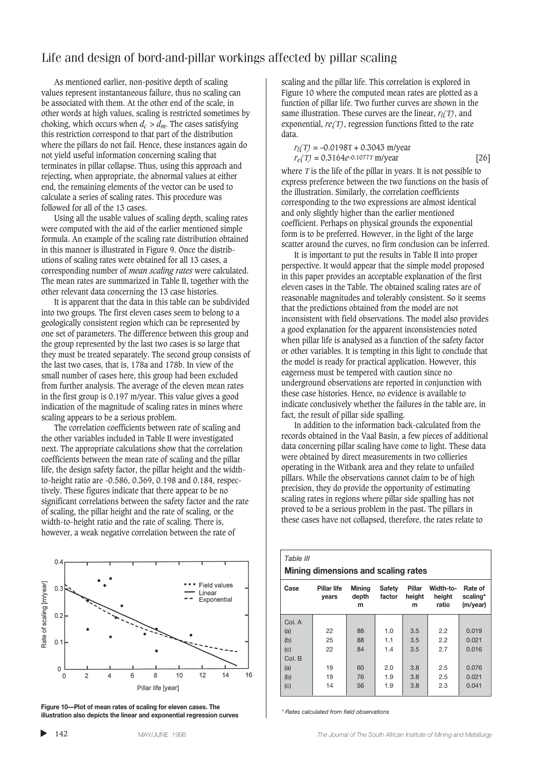As mentioned earlier, non-positive depth of scaling values represent instantaneous failure, thus no scaling can be associated with them. At the other end of the scale, in other words at high values, scaling is restricted sometimes by choking, which occurs when $d_c > d_m$. The cases satisfying this restriction correspond to that part of the distribution where the pillars do not fail. Hence, these instances again do not yield useful information concerning scaling that terminates in pillar collapse. Thus, using this approach and rejecting, when appropriate, the abnormal values at either end, the remaining elements of the vector can be used to calculate a series of scaling rates. This procedure was followed for all of the 13 cases.

Using all the usable values of scaling depth, scaling rates were computed with the aid of the earlier mentioned simple formula. An example of the scaling rate distribution obtained in this manner is illustrated in Figure 9. Once the distributions of scaling rates were obtained for all 13 cases, a corresponding number of *mean scaling rates* were calculated. The mean rates are summarized in Table II, together with the other relevant data concerning the 13 case histories.

It is apparent that the data in this table can be subdivided into two groups. The first eleven cases seem to belong to a geologically consistent region which can be represented by one set of parameters. The difference between this group and the group represented by the last two cases is so large that they must be treated separately. The second group consists of the last two cases, that is, 178a and 178b. In view of the small number of cases here, this group had been excluded from further analysis. The average of the eleven mean rates in the first group is 0.197 m/year. This value gives a good indication of the magnitude of scaling rates in mines where scaling appears to be a serious problem.

The correlation coefficients between rate of scaling and the other variables included in Table II were investigated next. The appropriate calculations show that the correlation coefficients between the mean rate of scaling and the pillar life, the design safety factor, the pillar height and the width-to-height ratio are -0.586, 0.369, 0.198 and 0.184, respectively. These figures indicate that there appear to be no significant correlations between the safety factor and the rate of scaling, the pillar height and the rate of scaling, or the width-to-height ratio and the rate of scaling. There is, however, a weak negative correlation between the rate of scaling and the pillar life. This correlation is explored in Figure 10 where the computed mean rates are plotted as a function of pillar life. Two further curves are shown in the same illustration. These curves are the linear, $r_l(T)$, and exponential, $r_e(T)$, regression functions fitted to the rate data.

$$r_l(T) = -0.0198T + 0.3043 \text{ m/year}$$
$$r_e(T) = 0.3164e^{-0.1077T} \text{ m/year} \qquad [26]$$

where $T$ is the life of the pillar in years. It is not possible to express preference between the two functions on the basis of the illustration. Similarly, the correlation coefficients corresponding to the two expressions are almost identical and only slightly higher than the earlier mentioned coefficient. Perhaps on physical grounds the exponential form is to be preferred. However, in the light of the large scatter around the curves, no firm conclusion can be inferred.

Figure 10—Plot of mean rates of scaling for eleven cases. The illustration also depicts the linear and exponential regression curves

It is important to put the results in Table II into proper perspective. It would appear that the simple model proposed in this paper provides an acceptable explanation of the first eleven cases in the Table. The obtained scaling rates are of reasonable magnitudes and tolerably consistent. So it seems that the predictions obtained from the model are not inconsistent with field observations. The model also provides a good explanation for the apparent inconsistencies noted when pillar life is analysed as a function of the safety factor or other variables. It is tempting in this light to conclude that the model is ready for practical application. However, this eagerness must be tempered with caution since no underground observations are reported in conjunction with these case histories. Hence, no evidence is available to indicate conclusively whether the failures in the table are, in fact, the result of pillar side spalling.

In addition to the information back-calculated from the records obtained in the Vaal Basin, a few pieces of additional data concerning pillar scaling have come to light. These data were obtained by direct measurements in two collieries operating in the Witbank area and they relate to unfailed pillars. While the observations cannot claim to be of high precision, they do provide the opportunity of estimating scaling rates in regions where pillar side spalling has not proved to be a serious problem in the past. The pillars in these cases have not collapsed, therefore, the rates relate to

*Table III*

**Mining dimensions and scaling rates**

| Case | Pillar life years | Mining depth m | Safety factor | Pillar height m | Width-to-height ratio | Rate of scaling* (m/year) |
|---|---|---|---|---|---|---|
| Col. A | | | | | | |
| (a) | 22 | 88 | 1.0 | 3.5 | 2.2 | 0.019 |
| (b) | 25 | 88 | 1.1 | 3.5 | 2.2 | 0.021 |
| (c) | 22 | 84 | 1.4 | 3.5 | 2.7 | 0.016 |
| Col. B | | | | | | |
| (a) | 19 | 60 | 2.0 | 3.8 | 2.5 | 0.076 |
| (b) | 19 | 76 | 1.9 | 3.8 | 2.5 | 0.021 |
| (c) | 14 | 56 | 1.9 | 3.8 | 2.3 | 0.041 |

\* Rates calculated from field observations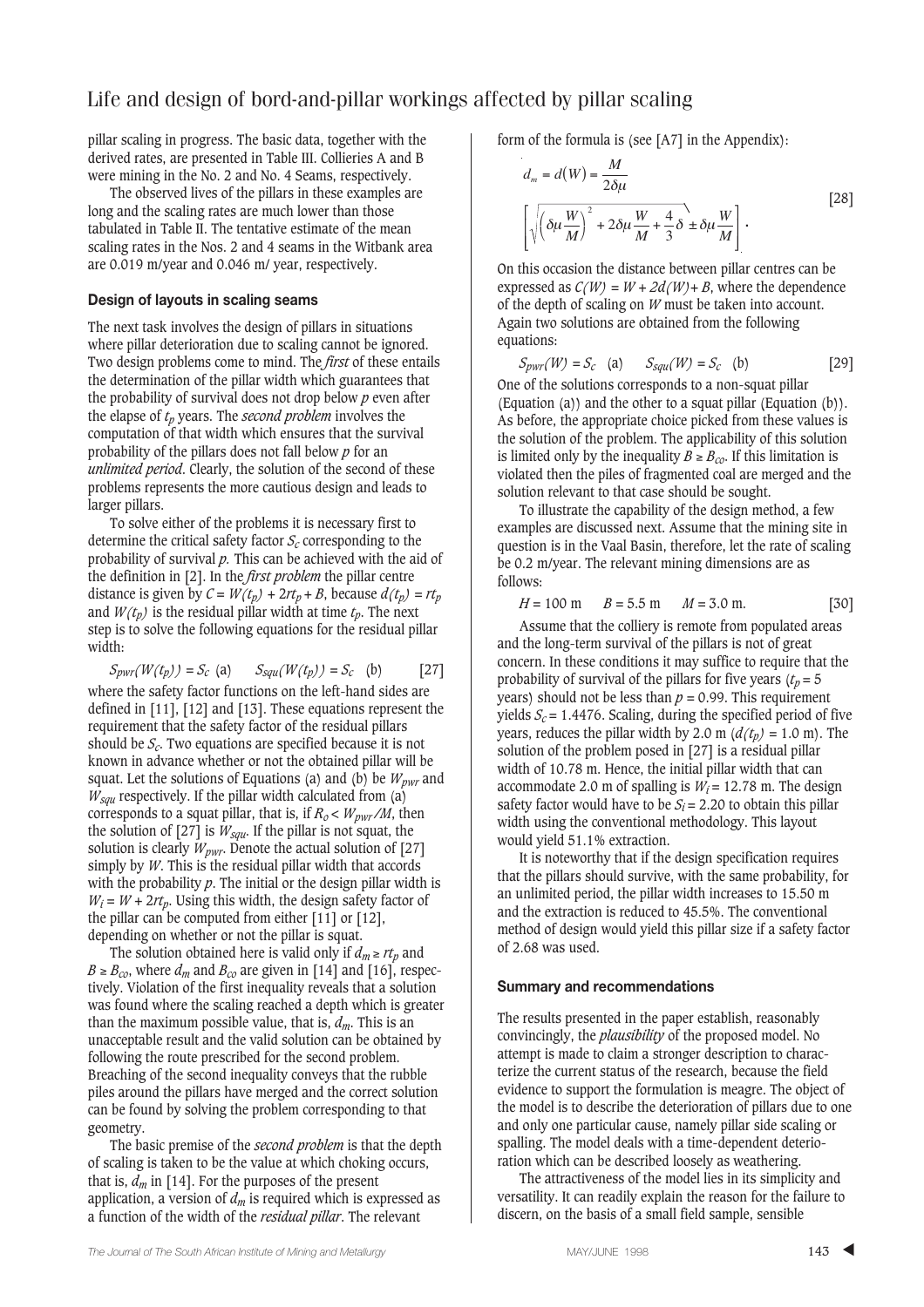pillar scaling in progress. The basic data, together with the derived rates, are presented in Table III. Collieries A and B were mining in the No. 2 and No. 4 Seams, respectively.

The observed lives of the pillars in these examples are long and the scaling rates are much lower than those tabulated in Table II. The tentative estimate of the mean scaling rates in the Nos. 2 and 4 seams in the Witbank area are 0.019 m/year and 0.046 m/ year, respectively.

### Design of layouts in scaling seams

The next task involves the design of pillars in situations where pillar deterioration due to scaling cannot be ignored. Two design problems come to mind. The *first* of these entails the determination of the pillar width which guarantees that the probability of survival does not drop below $p$ even after the elapse of $t_p$ years. The *second problem* involves the computation of that width which ensures that the survival probability of the pillars does not fall below $p$ for an *unlimited period*. Clearly, the solution of the second of these problems represents the more cautious design and leads to larger pillars.

To solve either of the problems it is necessary first to determine the critical safety factor $S_c$ corresponding to the probability of survival $p$. This can be achieved with the aid of the definition in [2]. In the *first problem* the pillar centre distance is given by $C = W(t_p) + 2rt_p + B$, because $d(t_p) = rt_p$ and $W(t_p)$ is the residual pillar width at time $t_p$. The next step is to solve the following equations for the residual pillar width:

$$S_{pwr}(W(t_p)) = S_c \text{ (a)} \qquad S_{squ}(W(t_p)) = S_c \text{ (b)} \qquad [27]$$

where the safety factor functions on the left-hand sides are defined in [11], [12] and [13]. These equations represent the requirement that the safety factor of the residual pillars should be $S_c$. Two equations are specified because it is not known in advance whether or not the obtained pillar will be squat. Let the solutions of Equations (a) and (b) be $W_{pwr}$ and $W_{squ}$ respectively. If the pillar width calculated from (a) corresponds to a squat pillar, that is, if $R_o < W_{pwr}/M$, then the solution of [27] is $W_{squ}$. If the pillar is not squat, the solution is clearly $W_{pwr}$. Denote the actual solution of [27] simply by $W$. This is the residual pillar width that accords with the probability $p$. The initial or the design pillar width is $W_i = W + 2rt_p$. Using this width, the design safety factor of the pillar can be computed from either [11] or [12], depending on whether or not the pillar is squat.

The solution obtained here is valid only if $d_m \geq rt_p$ and $B \geq B_{co}$, where $d_m$ and $B_{co}$ are given in [14] and [16], respectively. Violation of the first inequality reveals that a solution was found where the scaling reached a depth which is greater than the maximum possible value, that is, $d_m$. This is an unacceptable result and the valid solution can be obtained by following the route prescribed for the second problem. Breaching of the second inequality conveys that the rubble piles around the pillars have merged and the correct solution can be found by solving the problem corresponding to that geometry.

The basic premise of the *second problem* is that the depth of scaling is taken to be the value at which choking occurs, that is, $d_m$ in [14]. For the purposes of the present application, a version of $d_m$ is required which is expressed as a function of the width of the *residual pillar*. The relevant form of the formula is (see [A7] in the Appendix):

$$d_m = d(W) = \frac{M}{2\delta\mu}\left[\sqrt{\left(\delta\mu\frac{W}{M}\right)^2 + 2\delta\mu\frac{W}{M} + \frac{4}{3}\delta} \pm \delta\mu\frac{W}{M}\right]. \qquad [28]$$

On this occasion the distance between pillar centres can be expressed as $C(W) = W + 2d(W) + B$, where the dependence of the depth of scaling on $W$ must be taken into account. Again two solutions are obtained from the following equations:

$$S_{pwr}(W) = S_c \text{ (a)} \qquad S_{squ}(W) = S_c \text{ (b)} \qquad [29]$$

One of the solutions corresponds to a non-squat pillar (Equation (a)) and the other to a squat pillar (Equation (b)). As before, the appropriate choice picked from these values is the solution of the problem. The applicability of this solution is limited only by the inequality $B \geq B_{co}$. If this limitation is violated then the piles of fragmented coal are merged and the solution relevant to that case should be sought.

To illustrate the capability of the design method, a few examples are discussed next. Assume that the mining site in question is in the Vaal Basin, therefore, let the rate of scaling be 0.2 m/year. The relevant mining dimensions are as follows:

$$H = 100 \text{ m} \qquad B = 5.5 \text{ m} \qquad M = 3.0 \text{ m}. \qquad [30]$$

Assume that the colliery is remote from populated areas and the long-term survival of the pillars is not of great concern. In these conditions it may suffice to require that the probability of survival of the pillars for five years ($t_p = 5$ years) should not be less than $p = 0.99$. This requirement yields $S_c = 1.4476$. Scaling, during the specified period of five years, reduces the pillar width by 2.0 m ($d(t_p) = 1.0$ m). The solution of the problem posed in [27] is a residual pillar width of 10.78 m. Hence, the initial pillar width that can accommodate 2.0 m of spalling is $W_i = 12.78$ m. The design safety factor would have to be $S_i = 2.20$ to obtain this pillar width using the conventional methodology. This layout would yield 51.1% extraction.

It is noteworthy that if the design specification requires that the pillars should survive, with the same probability, for an unlimited period, the pillar width increases to 15.50 m and the extraction is reduced to 45.5%. The conventional method of design would yield this pillar size if a safety factor of 2.68 was used.

### Summary and recommendations

The results presented in the paper establish, reasonably convincingly, the *plausibility* of the proposed model. No attempt is made to claim a stronger description to characterize the current status of the research, because the field evidence to support the formulation is meagre. The object of the model is to describe the deterioration of pillars due to one and only one particular cause, namely pillar side scaling or spalling. The model deals with a time-dependent deterioration which can be described loosely as weathering.

The attractiveness of the model lies in its simplicity and versatility. It can readily explain the reason for the failure to discern, on the basis of a small field sample, sensible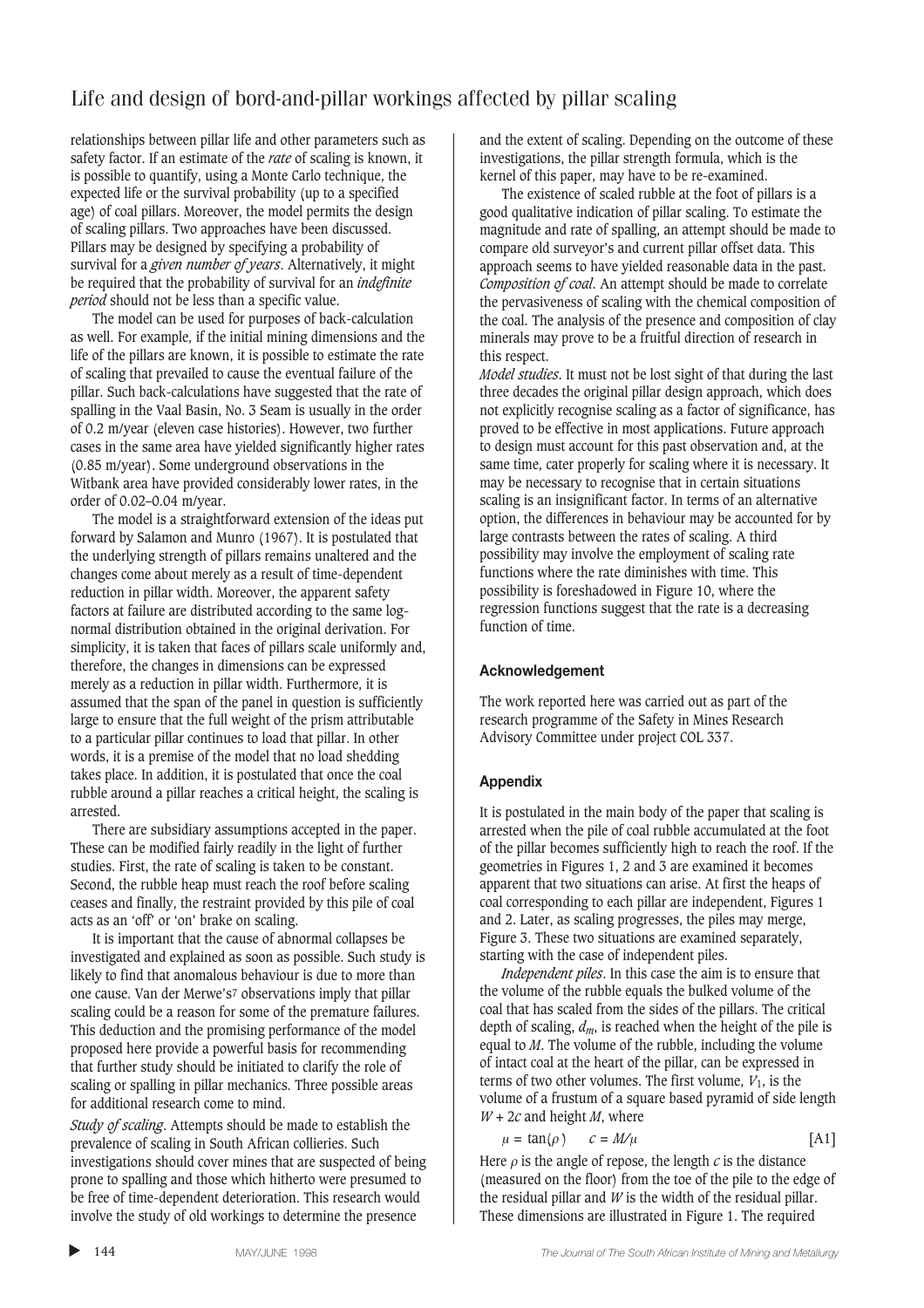relationships between pillar life and other parameters such as safety factor. If an estimate of the *rate* of scaling is known, it is possible to quantify, using a Monte Carlo technique, the expected life or the survival probability (up to a specified age) of coal pillars. Moreover, the model permits the design of scaling pillars. Two approaches have been discussed. Pillars may be designed by specifying a probability of survival for a *given number of years*. Alternatively, it might be required that the probability of survival for an *indefinite period* should not be less than a specific value.

The model can be used for purposes of back-calculation as well. For example, if the initial mining dimensions and the life of the pillars are known, it is possible to estimate the rate of scaling that prevailed to cause the eventual failure of the pillar. Such back-calculations have suggested that the rate of spalling in the Vaal Basin, No. 3 Seam is usually in the order of 0.2 m/year (eleven case histories). However, two further cases in the same area have yielded significantly higher rates (0.85 m/year). Some underground observations in the Witbank area have provided considerably lower rates, in the order of 0.02–0.04 m/year.

The model is a straightforward extension of the ideas put forward by Salamon and Munro (1967). It is postulated that the underlying strength of pillars remains unaltered and the changes come about merely as a result of time-dependent reduction in pillar width. Moreover, the apparent safety factors at failure are distributed according to the same log-normal distribution obtained in the original derivation. For simplicity, it is taken that faces of pillars scale uniformly and, therefore, the changes in dimensions can be expressed merely as a reduction in pillar width. Furthermore, it is assumed that the span of the panel in question is sufficiently large to ensure that the full weight of the prism attributable to a particular pillar continues to load that pillar. In other words, it is a premise of the model that no load shedding takes place. In addition, it is postulated that once the coal rubble around a pillar reaches a critical height, the scaling is arrested.

There are subsidiary assumptions accepted in the paper. These can be modified fairly readily in the light of further studies. First, the rate of scaling is taken to be constant. Second, the rubble heap must reach the roof before scaling ceases and finally, the restraint provided by this pile of coal acts as an 'off' or 'on' brake on scaling.

It is important that the cause of abnormal collapses be investigated and explained as soon as possible. Such study is likely to find that anomalous behaviour is due to more than one cause. Van der Merwe's[7] observations imply that pillar scaling could be a reason for some of the premature failures. This deduction and the promising performance of the model proposed here provide a powerful basis for recommending that further study should be initiated to clarify the role of scaling or spalling in pillar mechanics. Three possible areas for additional research come to mind.

*Study of scaling*. Attempts should be made to establish the prevalence of scaling in South African collieries. Such investigations should cover mines that are suspected of being prone to spalling and those which hitherto were presumed to be free of time-dependent deterioration. This research would involve the study of old workings to determine the presence and the extent of scaling. Depending on the outcome of these investigations, the pillar strength formula, which is the kernel of this paper, may have to be re-examined.

The existence of scaled rubble at the foot of pillars is a good qualitative indication of pillar scaling. To estimate the magnitude and rate of spalling, an attempt should be made to compare old surveyor's and current pillar offset data. This approach seems to have yielded reasonable data in the past.

*Composition of coal*. An attempt should be made to correlate the pervasiveness of scaling with the chemical composition of the coal. The analysis of the presence and composition of clay minerals may prove to be a fruitful direction of research in this respect.

*Model studies*. It must not be lost sight of that during the last three decades the original pillar design approach, which does not explicitly recognise scaling as a factor of significance, has proved to be effective in most applications. Future approach to design must account for this past observation and, at the same time, cater properly for scaling where it is necessary. It may be necessary to recognise that in certain situations scaling is an insignificant factor. In terms of an alternative option, the differences in behaviour may be accounted for by large contrasts between the rates of scaling. A third possibility may involve the employment of scaling rate functions where the rate diminishes with time. This possibility is foreshadowed in Figure 10, where the regression functions suggest that the rate is a decreasing function of time.

### Acknowledgement

The work reported here was carried out as part of the research programme of the Safety in Mines Research Advisory Committee under project COL 337.

### Appendix

It is postulated in the main body of the paper that scaling is arrested when the pile of coal rubble accumulated at the foot of the pillar becomes sufficiently high to reach the roof. If the geometries in Figures 1, 2 and 3 are examined it becomes apparent that two situations can arise. At first the heaps of coal corresponding to each pillar are independent, Figures 1 and 2. Later, as scaling progresses, the piles may merge, Figure 3. These two situations are examined separately, starting with the case of independent piles.

*Independent piles*. In this case the aim is to ensure that the volume of the rubble equals the bulked volume of the coal that has scaled from the sides of the pillars. The critical depth of scaling, $d_m$, is reached when the height of the pile is equal to $M$. The volume of the rubble, including the volume of intact coal at the heart of the pillar, can be expressed in terms of two other volumes. The first volume, $V_1$, is the volume of a frustum of a square based pyramid of side length $W + 2c$ and height $M$, where

$$\mu = \tan(\rho) \qquad c = M/\mu \qquad \text{[A1]}$$

Here $\rho$ is the angle of repose, the length $c$ is the distance (measured on the floor) from the toe of the pile to the edge of the residual pillar and $W$ is the width of the residual pillar. These dimensions are illustrated in Figure 1. The required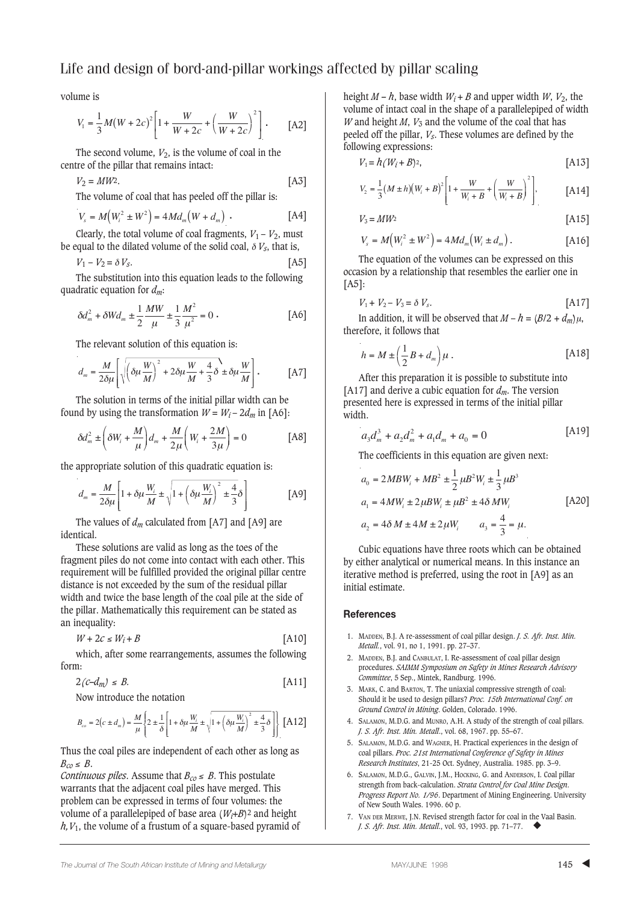volume is

$$V_1 = \frac{1}{3}M(W+2c)^2\left[1+\frac{W}{W+2c}+\left(\frac{W}{W+2c}\right)^2\right]. \quad \text{[A2]}$$

The second volume, $V_2$, is the volume of coal in the centre of the pillar that remains intact:

$$V_2 = MW^2. \quad \text{[A3]}$$

The volume of coal that has peeled off the pillar is:

$$V_s = M\left(W_i^2 \pm W^2\right) = 4Md_m\left(W+d_m\right). \quad \text{[A4]}$$

Clearly, the total volume of coal fragments, $V_1 - V_2$, must be equal to the dilated volume of the solid coal, $\delta V_s$, that is,

$$V_1 - V_2 = \delta V_s. \quad \text{[A5]}$$

The substitution into this equation leads to the following quadratic equation for $d_m$:

$$\delta d_m^2 + \delta W d_m \pm \frac{1}{2}\frac{MW}{\mu} \pm \frac{1}{3}\frac{M^2}{\mu^2} = 0. \quad \text{[A6]}$$

The relevant solution of this equation is:

$$d_m = \frac{M}{2\delta\mu}\left[\sqrt{\left(\delta\mu\frac{W}{M}\right)^2 + 2\delta\mu\frac{W}{M} + \frac{4}{3}\delta} \pm \delta\mu\frac{W}{M}\right]. \quad \text{[A7]}$$

The solution in terms of the initial pillar width can be found by using the transformation $W = W_i - 2d_m$ in [A6]:

$$\delta d_m^2 \pm \left(\delta W_i + \frac{M}{\mu}\right)d_m + \frac{M}{2\mu}\left(W_i + \frac{2M}{3\mu}\right) = 0 \quad \text{[A8]}$$

the appropriate solution of this quadratic equation is:

$$d_m = \frac{M}{2\delta\mu}\left[1 + \delta\mu\frac{W_i}{M} \pm \sqrt{1 + \left(\delta\mu\frac{W_i}{M}\right)^2 \pm \frac{4}{3}\delta}\right] \quad \text{[A9]}$$

The values of $d_m$ calculated from [A7] and [A9] are identical.

These solutions are valid as long as the toes of the fragment piles do not come into contact with each other. This requirement will be fulfilled provided the original pillar centre distance is not exceeded by the sum of the residual pillar width and twice the base length of the coal pile at the side of the pillar. Mathematically this requirement can be stated as an inequality:

$$W + 2c \leq W_i + B \quad \text{[A10]}$$

which, after some rearrangements, assumes the following form:

$$2(c - d_m) \leq B. \quad \text{[A11]}$$

Now introduce the notation

$$B_{co} = 2\left(c \pm d_m\right) = \frac{M}{\mu}\left\{2 \pm \frac{1}{\delta}\left[1 + \delta\mu\frac{W_i}{M} \pm \sqrt{1 + \left(\delta\mu\frac{W_i}{M}\right)^2 \pm \frac{4}{3}\delta}\right]\right\} \quad \text{[A12]}$$

Thus the coal piles are independent of each other as long as $B_{co} \leq B$.

*Continuous piles*. Assume that $B_{co} \leq B$. This postulate warrants that the adjacent coal piles have merged. This problem can be expressed in terms of four volumes: the volume of a parallelepiped of base area $(W_i + B)^2$ and height $h$, $V_1$, the volume of a frustum of a square-based pyramid of height $M - h$, base width $W_i + B$ and upper width $W$, $V_2$, the volume of intact coal in the shape of a parallelepiped of width $W$ and height $M$, $V_3$ and the volume of the coal that has peeled off the pillar, $V_s$. These volumes are defined by the following expressions:

$$V_1 = h(W_i + B)^2, \quad \text{[A13]}$$

$$V_2 = \frac{1}{3}(M \pm h)(W_i + B)^2\left[1 + \frac{W}{W_i + B} + \left(\frac{W}{W_i + B}\right)^2\right], \quad \text{[A14]}$$

$$V_3 = MW^2 \quad \text{[A15]}$$

$$V_s = M\left(W_i^2 \pm W^2\right) = 4Md_m\left(W_i \pm d_m\right). \quad \text{[A16]}$$

The equation of the volumes can be expressed on this occasion by a relationship that resembles the earlier one in [A5]:

$$V_1 + V_2 - V_3 = \delta V_s. \quad \text{[A17]}$$

In addition, it will be observed that $M - h = (B/2 + d_m)\mu$, therefore, it follows that

$$h = M \pm \left(\frac{1}{2}B + d_m\right)\mu. \quad \text{[A18]}$$

After this preparation it is possible to substitute into [A17] and derive a cubic equation for $d_m$. The version presented here is expressed in terms of the initial pillar width.

$$a_3 d_m^3 + a_2 d_m^2 + a_1 d_m + a_0 = 0 \quad \text{[A19]}$$

The coefficients in this equation are given next:

$$\begin{aligned} a_0 &= 2MBW_i + MB^2 \pm \frac{1}{2}\mu B^2 W_i \pm \frac{1}{3}\mu B^3 \\ a_1 &= 4MW_i \pm 2\mu BW_i \pm \mu B^2 \pm 4\delta MW_i \\ a_2 &= 4\delta M \pm 4M \pm 2\mu W_i \qquad a_3 = \frac{4}{3} = \mu. \end{aligned} \quad \text{[A20]}$$

Cubic equations have three roots which can be obtained by either analytical or numerical means. In this instance an iterative method is preferred, using the root in [A9] as an initial estimate.

## References

1. MADDEN, B.J. A re-assessment of coal pillar design. *J. S. Afr. Inst. Min. Metall.*, vol. 91, no 1, 1991. pp. 27–37.
2. MADDEN, B.J. and CANBULAT, I. Re-assessment of coal pillar design procedures. *SAIMM Symposium on Safety in Mines Research Advisory Committee*, 5 Sep., Mintek, Randburg. 1996.
3. MARK, C. and BARTON, T. The uniaxial compressive strength of coal: Should it be used to design pillars? *Proc. 15th International Conf. on Ground Control in Mining*. Golden, Colorado. 1996.
4. SALAMON, M.D.G. and MUNRO, A.H. A study of the strength of coal pillars. *J. S. Afr. Inst. Min. Metall.*, vol. 68, 1967. pp. 55–67.
5. SALAMON, M.D.G. and WAGNER, H. Practical experiences in the design of coal pillars. *Proc. 21st International Conference of Safety in Mines Research Institutes*, 21-25 Oct. Sydney, Australia. 1985. pp. 3–9.
6. SALAMON, M.D.G., GALVIN, J.M., HOCKING, G. and ANDERSON, I. Coal pillar strength from back-calculation. *Strata Control for Coal Mine Design. Progress Report No. 1/96*. Department of Mining Engineering. University of New South Wales. 1996. 60 p.
7. VAN DER MERWE, J.N. Revised strength factor for coal in the Vaal Basin. *J. S. Afr. Inst. Min. Metall.*, vol. 93, 1993. pp. 71–77.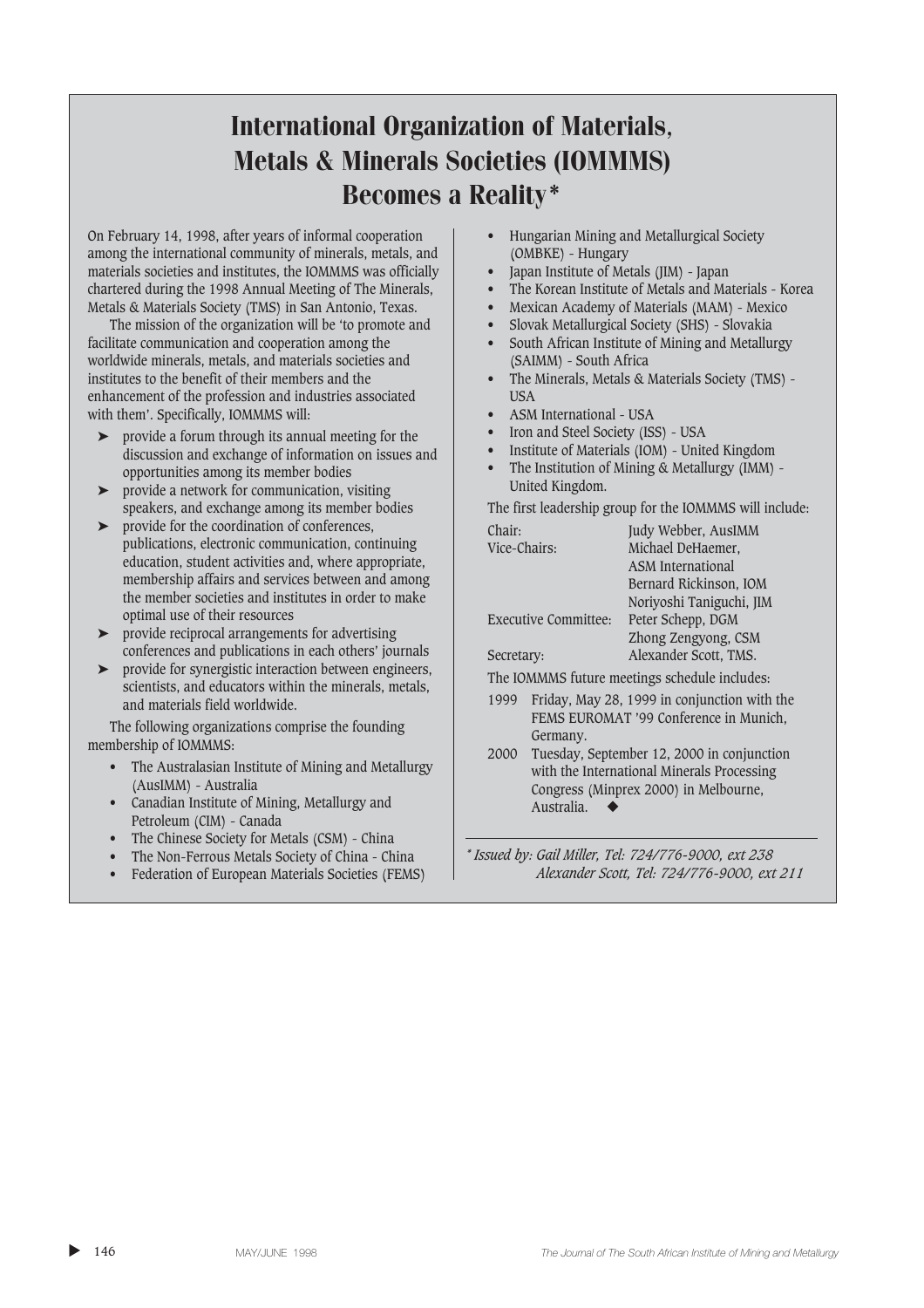# International Organization of Materials, Metals & Minerals Societies (IOMMMS) Becomes a Reality*

On February 14, 1998, after years of informal cooperation among the international community of minerals, metals, and materials societies and institutes, the IOMMMS was officially chartered during the 1998 Annual Meeting of The Minerals, Metals & Materials Society (TMS) in San Antonio, Texas.

The mission of the organization will be 'to promote and facilitate communication and cooperation among the worldwide minerals, metals, and materials societies and institutes to the benefit of their members and the enhancement of the profession and industries associated with them'. Specifically, IOMMMS will:

- provide a forum through its annual meeting for the discussion and exchange of information on issues and opportunities among its member bodies
- provide a network for communication, visiting speakers, and exchange among its member bodies
- provide for the coordination of conferences, publications, electronic communication, continuing education, student activities and, where appropriate, membership affairs and services between and among the member societies and institutes in order to make optimal use of their resources
- provide reciprocal arrangements for advertising conferences and publications in each others' journals
- provide for synergistic interaction between engineers, scientists, and educators within the minerals, metals, and materials field worldwide.

The following organizations comprise the founding membership of IOMMMS:

- The Australasian Institute of Mining and Metallurgy (AusIMM) - Australia
- Canadian Institute of Mining, Metallurgy and Petroleum (CIM) - Canada
- The Chinese Society for Metals (CSM) - China
- The Non-Ferrous Metals Society of China - China
- Federation of European Materials Societies (FEMS)
- Hungarian Mining and Metallurgical Society (OMBKE) - Hungary
- Japan Institute of Metals (JIM) - Japan
- The Korean Institute of Metals and Materials - Korea
- Mexican Academy of Materials (MAM) - Mexico
- Slovak Metallurgical Society (SHS) - Slovakia
- South African Institute of Mining and Metallurgy (SAIMM) - South Africa
- The Minerals, Metals & Materials Society (TMS) - USA
- ASM International - USA
- Iron and Steel Society (ISS) - USA
- Institute of Materials (IOM) - United Kingdom
- The Institution of Mining & Metallurgy (IMM) - United Kingdom.

The first leadership group for the IOMMMS will include:

| | |
|---|---|
| Chair: | Judy Webber, AusIMM |
| Vice-Chairs: | Michael DeHaemer, ASM International |
| | Bernard Rickinson, IOM |
| | Noriyoshi Taniguchi, JIM |
| Executive Committee: | Peter Schepp, DGM |
| | Zhong Zengyong, CSM |
| Secretary: | Alexander Scott, TMS. |

The IOMMMS future meetings schedule includes:

1999 Friday, May 28, 1999 in conjunction with the FEMS EUROMAT '99 Conference in Munich, Germany.

2000 Tuesday, September 12, 2000 in conjunction with the International Minerals Processing Congress (Minprex 2000) in Melbourne, Australia. ◆

---

*\* Issued by: Gail Miller, Tel: 724/776-9000, ext 238*
*Alexander Scott, Tel: 724/776-9000, ext 211*